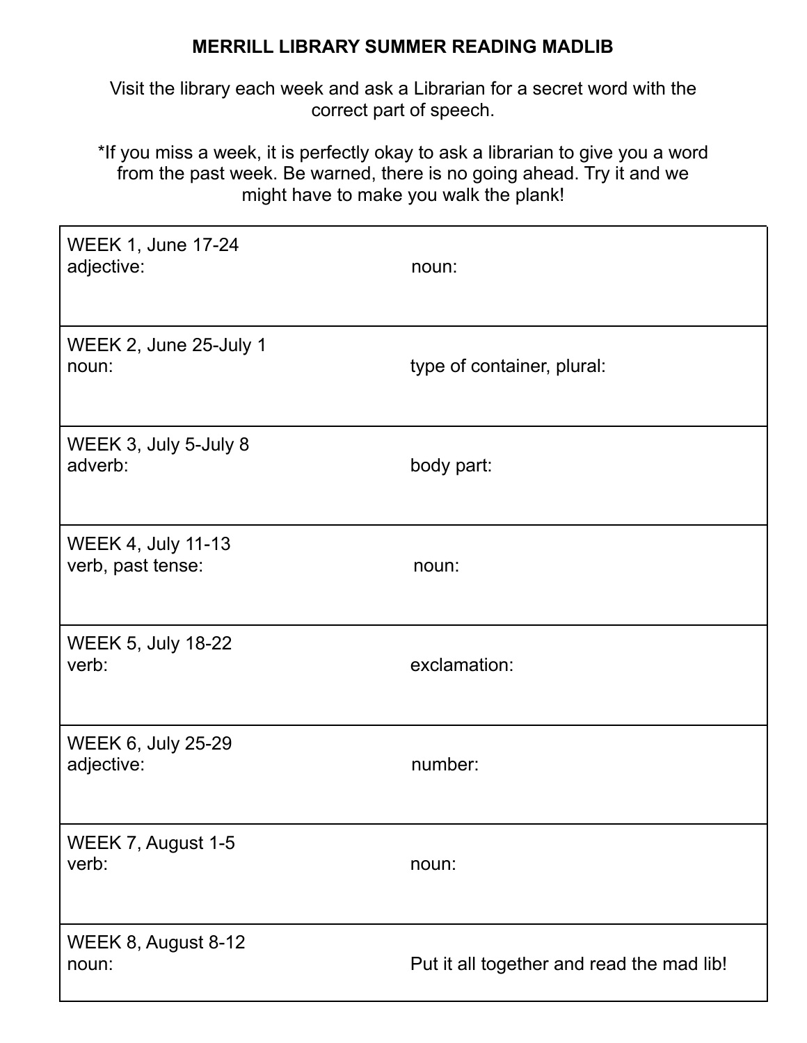# MERRILL LIBRARY SUMMER READING MADLIB

Visit the library each week and ask a Librarian for a secret word with the correct part of speech.

*If you miss a week, it is perfectly okay to ask a librarian to give you a word from the past week. Be warned, there is no going ahead. Try it and we might have to make you walk the plank!

| | |
|---|---|
| WEEK 1, June 17-24<br>adjective: | noun: |
| WEEK 2, June 25-July 1<br>noun: | type of container, plural: |
| WEEK 3, July 5-July 8<br>adverb: | body part: |
| WEEK 4, July 11-13<br>verb, past tense: | noun: |
| WEEK 5, July 18-22<br>verb: | exclamation: |
| WEEK 6, July 25-29<br>adjective: | number: |
| WEEK 7, August 1-5<br>verb: | noun: |
| WEEK 8, August 8-12<br>noun: | Put it all together and read the mad lib! |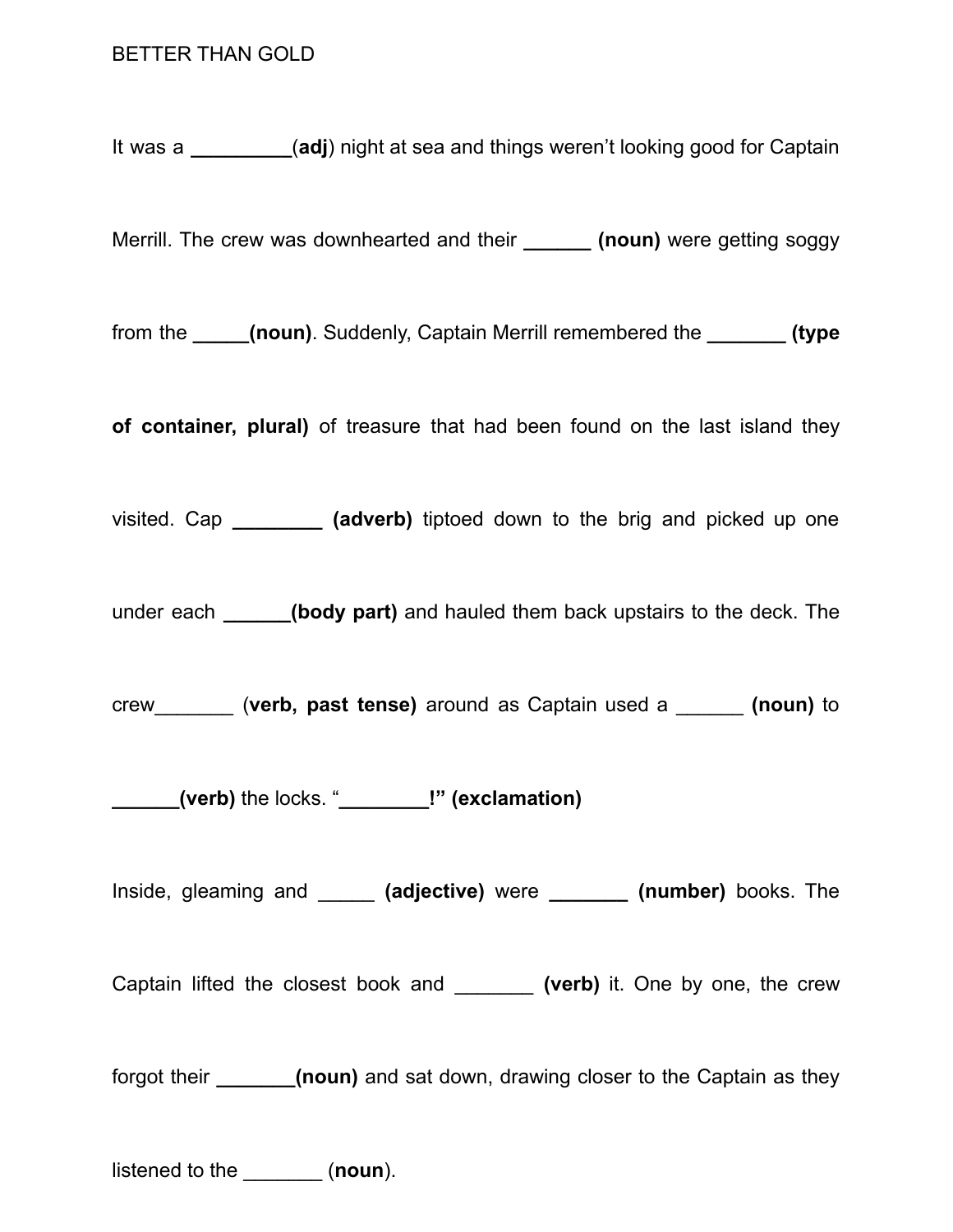BETTER THAN GOLD

It was a _________(**adj**) night at sea and things weren't looking good for Captain Merrill. The crew was downhearted and their ______ **(noun)** were getting soggy from the _____**(noun)**. Suddenly, Captain Merrill remembered the _______ **(type of container, plural)** of treasure that had been found on the last island they visited. Cap ________ **(adverb)** tiptoed down to the brig and picked up one under each ______**(body part)** and hauled them back upstairs to the deck. The crew_______ (**verb, past tense)** around as Captain used a ______ **(noun)** to ______**(verb)** the locks. "________**!" (exclamation)**

Inside, gleaming and _____ **(adjective)** were _______ **(number)** books. The Captain lifted the closest book and _______ **(verb)** it. One by one, the crew forgot their _______**(noun)** and sat down, drawing closer to the Captain as they listened to the _______ (**noun**).